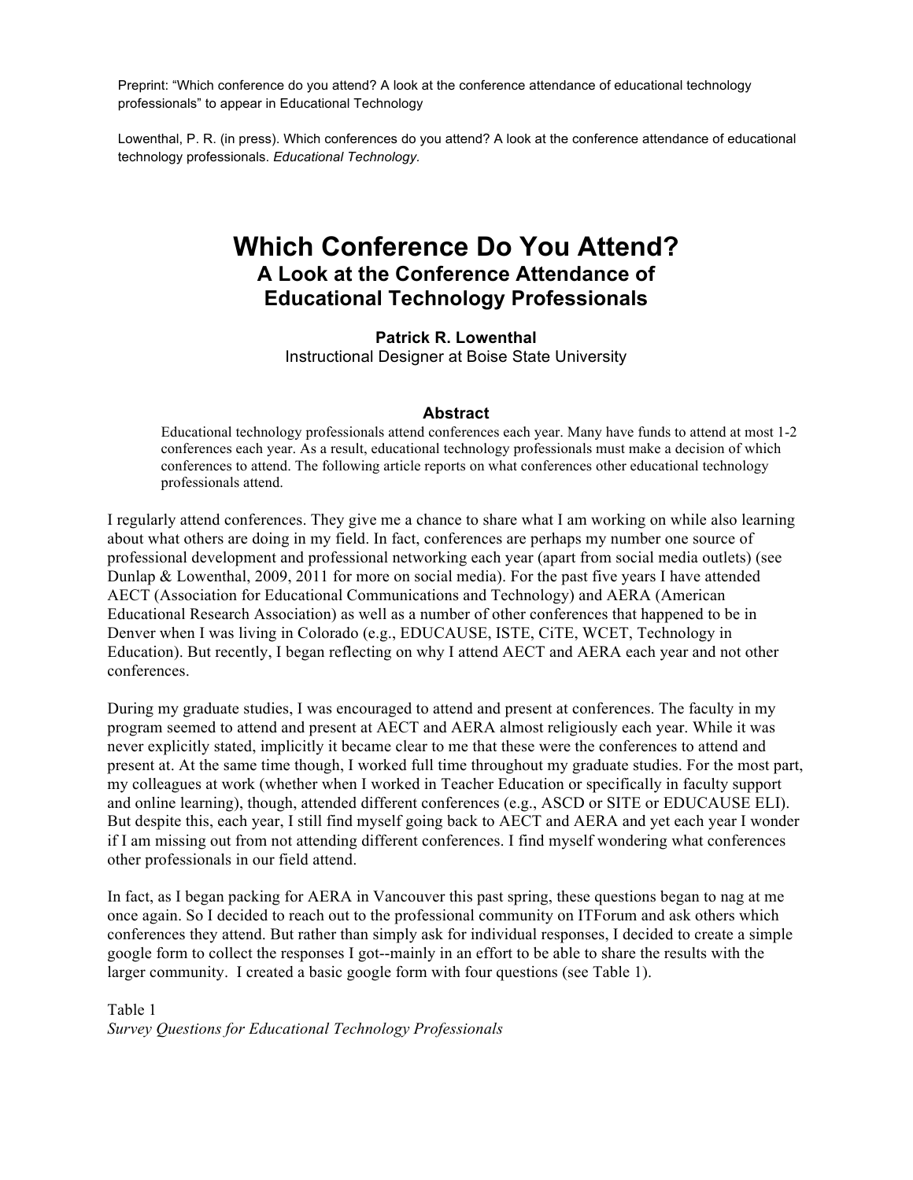Preprint: "Which conference do you attend? A look at the conference attendance of educational technology professionals" to appear in Educational Technology

Lowenthal, P. R. (in press). Which conferences do you attend? A look at the conference attendance of educational technology professionals. *Educational Technology*.

# Which Conference Do You Attend?
## A Look at the Conference Attendance of Educational Technology Professionals

**Patrick R. Lowenthal**
Instructional Designer at Boise State University

### Abstract

Educational technology professionals attend conferences each year. Many have funds to attend at most 1-2 conferences each year. As a result, educational technology professionals must make a decision of which conferences to attend. The following article reports on what conferences other educational technology professionals attend.

I regularly attend conferences. They give me a chance to share what I am working on while also learning about what others are doing in my field. In fact, conferences are perhaps my number one source of professional development and professional networking each year (apart from social media outlets) (see Dunlap & Lowenthal, 2009, 2011 for more on social media). For the past five years I have attended AECT (Association for Educational Communications and Technology) and AERA (American Educational Research Association) as well as a number of other conferences that happened to be in Denver when I was living in Colorado (e.g., EDUCAUSE, ISTE, CiTE, WCET, Technology in Education). But recently, I began reflecting on why I attend AECT and AERA each year and not other conferences.

During my graduate studies, I was encouraged to attend and present at conferences. The faculty in my program seemed to attend and present at AECT and AERA almost religiously each year. While it was never explicitly stated, implicitly it became clear to me that these were the conferences to attend and present at. At the same time though, I worked full time throughout my graduate studies. For the most part, my colleagues at work (whether when I worked in Teacher Education or specifically in faculty support and online learning), though, attended different conferences (e.g., ASCD or SITE or EDUCAUSE ELI). But despite this, each year, I still find myself going back to AECT and AERA and yet each year I wonder if I am missing out from not attending different conferences. I find myself wondering what conferences other professionals in our field attend.

In fact, as I began packing for AERA in Vancouver this past spring, these questions began to nag at me once again. So I decided to reach out to the professional community on ITForum and ask others which conferences they attend. But rather than simply ask for individual responses, I decided to create a simple google form to collect the responses I got--mainly in an effort to be able to share the results with the larger community. I created a basic google form with four questions (see Table 1).

Table 1
*Survey Questions for Educational Technology Professionals*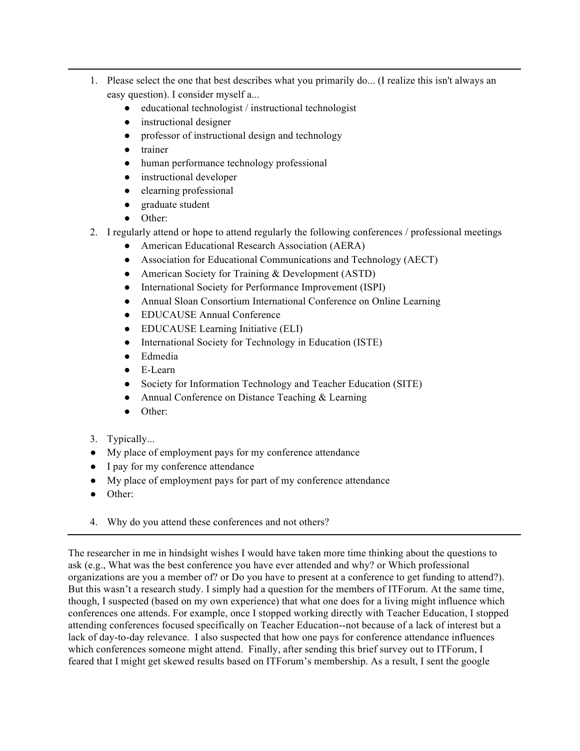---

1. Please select the one that best describes what you primarily do... (I realize this isn't always an easy question). I consider myself a...
    - educational technologist / instructional technologist
    - instructional designer
    - professor of instructional design and technology
    - trainer
    - human performance technology professional
    - instructional developer
    - elearning professional
    - graduate student
    - Other:
2. I regularly attend or hope to attend regularly the following conferences / professional meetings
    - American Educational Research Association (AERA)
    - Association for Educational Communications and Technology (AECT)
    - American Society for Training & Development (ASTD)
    - International Society for Performance Improvement (ISPI)
    - Annual Sloan Consortium International Conference on Online Learning
    - EDUCAUSE Annual Conference
    - EDUCAUSE Learning Initiative (ELI)
    - International Society for Technology in Education (ISTE)
    - Edmedia
    - E-Learn
    - Society for Information Technology and Teacher Education (SITE)
    - Annual Conference on Distance Teaching & Learning
    - Other:

3. Typically...

- My place of employment pays for my conference attendance
- I pay for my conference attendance
- My place of employment pays for part of my conference attendance
- Other:

4. Why do you attend these conferences and not others?

---

The researcher in me in hindsight wishes I would have taken more time thinking about the questions to ask (e.g., What was the best conference you have ever attended and why? or Which professional organizations are you a member of? or Do you have to present at a conference to get funding to attend?). But this wasn't a research study. I simply had a question for the members of ITForum. At the same time, though, I suspected (based on my own experience) that what one does for a living might influence which conferences one attends. For example, once I stopped working directly with Teacher Education, I stopped attending conferences focused specifically on Teacher Education--not because of a lack of interest but a lack of day-to-day relevance. I also suspected that how one pays for conference attendance influences which conferences someone might attend. Finally, after sending this brief survey out to ITForum, I feared that I might get skewed results based on ITForum's membership. As a result, I sent the google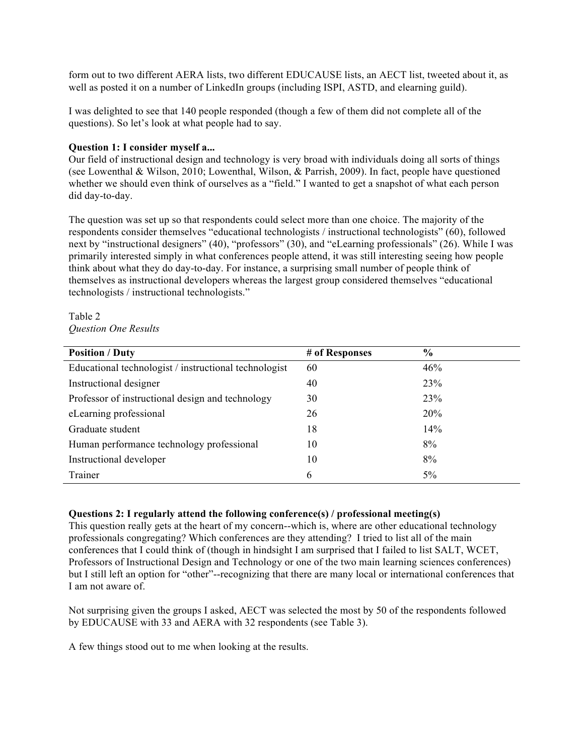form out to two different AERA lists, two different EDUCAUSE lists, an AECT list, tweeted about it, as well as posted it on a number of LinkedIn groups (including ISPI, ASTD, and elearning guild).

I was delighted to see that 140 people responded (though a few of them did not complete all of the questions). So let's look at what people had to say.

**Question 1: I consider myself a...**

Our field of instructional design and technology is very broad with individuals doing all sorts of things (see Lowenthal & Wilson, 2010; Lowenthal, Wilson, & Parrish, 2009). In fact, people have questioned whether we should even think of ourselves as a "field." I wanted to get a snapshot of what each person did day-to-day.

The question was set up so that respondents could select more than one choice. The majority of the respondents consider themselves "educational technologists / instructional technologists" (60), followed next by "instructional designers" (40), "professors" (30), and "eLearning professionals" (26). While I was primarily interested simply in what conferences people attend, it was still interesting seeing how people think about what they do day-to-day. For instance, a surprising small number of people think of themselves as instructional developers whereas the largest group considered themselves "educational technologists / instructional technologists."

Table 2
*Question One Results*

| Position / Duty | # of Responses | % |
|---|---|---|
| Educational technologist / instructional technologist | 60 | 46% |
| Instructional designer | 40 | 23% |
| Professor of instructional design and technology | 30 | 23% |
| eLearning professional | 26 | 20% |
| Graduate student | 18 | 14% |
| Human performance technology professional | 10 | 8% |
| Instructional developer | 10 | 8% |
| Trainer | 6 | 5% |

**Questions 2: I regularly attend the following conference(s) / professional meeting(s)**

This question really gets at the heart of my concern--which is, where are other educational technology professionals congregating? Which conferences are they attending? I tried to list all of the main conferences that I could think of (though in hindsight I am surprised that I failed to list SALT, WCET, Professors of Instructional Design and Technology or one of the two main learning sciences conferences) but I still left an option for "other"--recognizing that there are many local or international conferences that I am not aware of.

Not surprising given the groups I asked, AECT was selected the most by 50 of the respondents followed by EDUCAUSE with 33 and AERA with 32 respondents (see Table 3).

A few things stood out to me when looking at the results.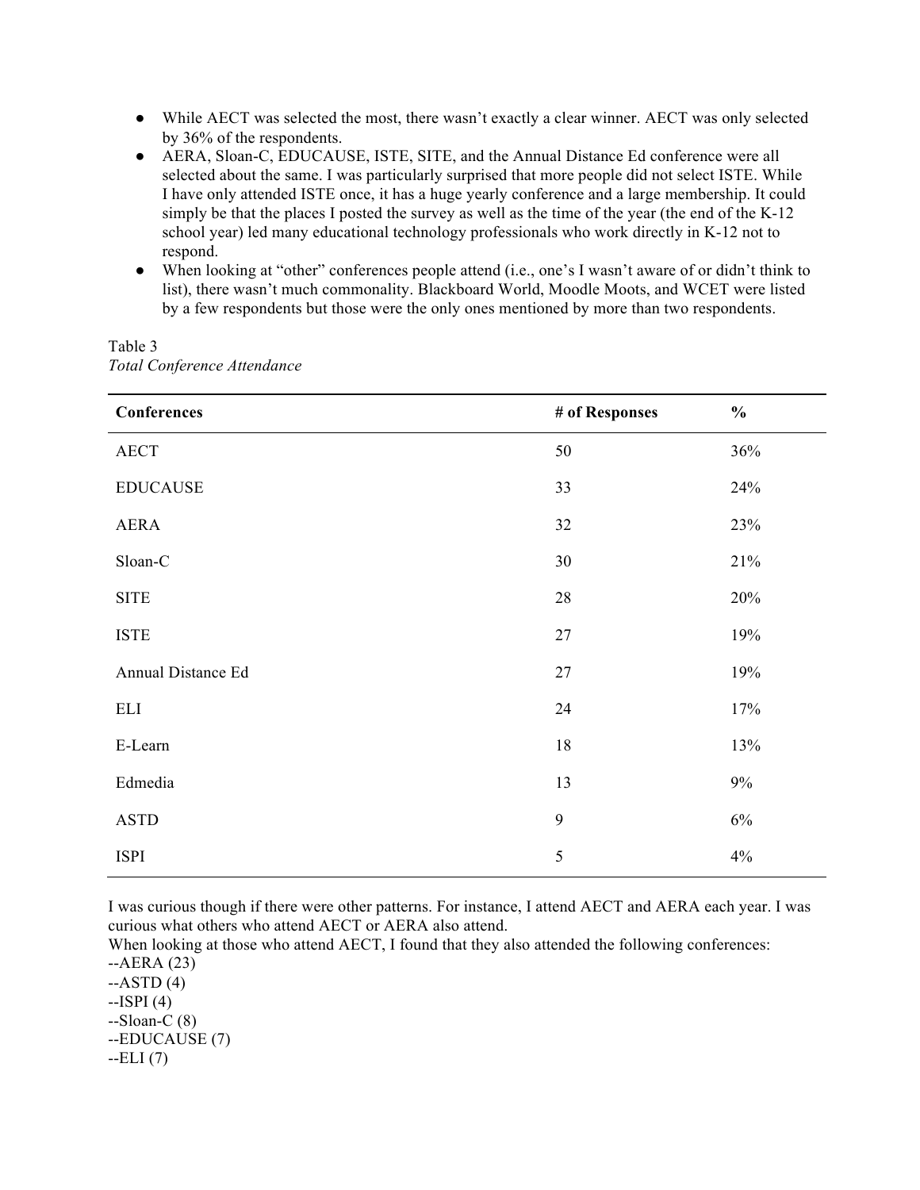- While AECT was selected the most, there wasn't exactly a clear winner. AECT was only selected by 36% of the respondents.
- AERA, Sloan-C, EDUCAUSE, ISTE, SITE, and the Annual Distance Ed conference were all selected about the same. I was particularly surprised that more people did not select ISTE. While I have only attended ISTE once, it has a huge yearly conference and a large membership. It could simply be that the places I posted the survey as well as the time of the year (the end of the K-12 school year) led many educational technology professionals who work directly in K-12 not to respond.
- When looking at "other" conferences people attend (i.e., one's I wasn't aware of or didn't think to list), there wasn't much commonality. Blackboard World, Moodle Moots, and WCET were listed by a few respondents but those were the only ones mentioned by more than two respondents.

Table 3
*Total Conference Attendance*

| Conferences | # of Responses | % |
|---|---|---|
| AECT | 50 | 36% |
| EDUCAUSE | 33 | 24% |
| AERA | 32 | 23% |
| Sloan-C | 30 | 21% |
| SITE | 28 | 20% |
| ISTE | 27 | 19% |
| Annual Distance Ed | 27 | 19% |
| ELI | 24 | 17% |
| E-Learn | 18 | 13% |
| Edmedia | 13 | 9% |
| ASTD | 9 | 6% |
| ISPI | 5 | 4% |

I was curious though if there were other patterns. For instance, I attend AECT and AERA each year. I was curious what others who attend AECT or AERA also attend.
When looking at those who attend AECT, I found that they also attended the following conferences:
--AERA (23)
--ASTD (4)
--ISPI (4)
--Sloan-C (8)
--EDUCAUSE (7)
--ELI (7)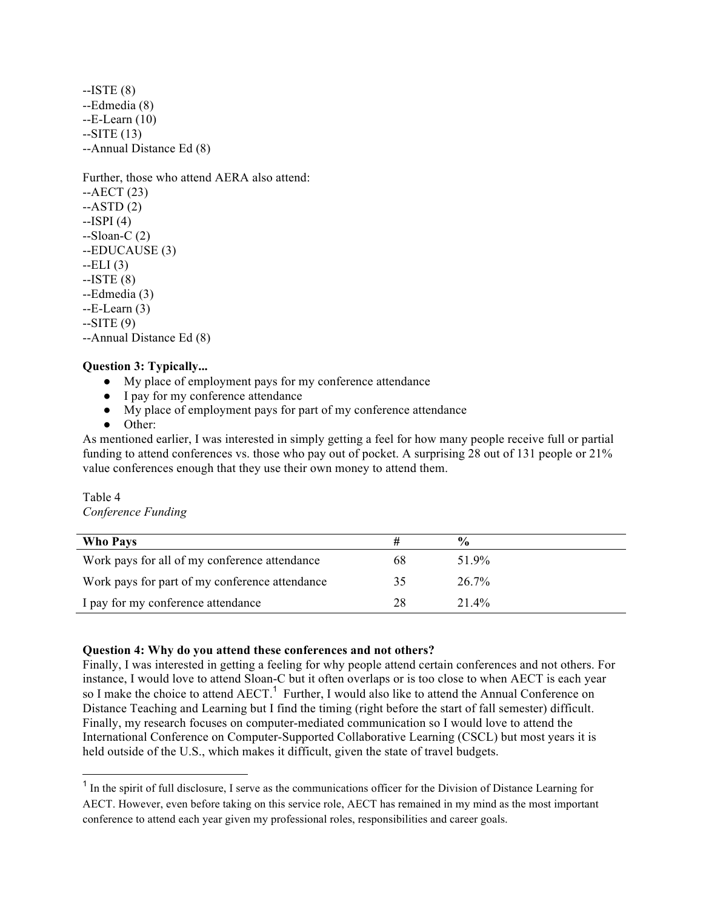--ISTE (8)
--Edmedia (8)
--E-Learn (10)
--SITE (13)
--Annual Distance Ed (8)

Further, those who attend AERA also attend:
--AECT (23)
--ASTD (2)
--ISPI (4)
--Sloan-C (2)
--EDUCAUSE (3)
--ELI (3)
--ISTE (8)
--Edmedia (3)
--E-Learn (3)
--SITE (9)
--Annual Distance Ed (8)

**Question 3: Typically...**

- My place of employment pays for my conference attendance
- I pay for my conference attendance
- My place of employment pays for part of my conference attendance
- Other:

As mentioned earlier, I was interested in simply getting a feel for how many people receive full or partial funding to attend conferences vs. those who pay out of pocket. A surprising 28 out of 131 people or 21% value conferences enough that they use their own money to attend them.

Table 4
*Conference Funding*

| **Who Pays** | **#** | **%** |
|---|---|---|
| Work pays for all of my conference attendance | 68 | 51.9% |
| Work pays for part of my conference attendance | 35 | 26.7% |
| I pay for my conference attendance | 28 | 21.4% |

**Question 4: Why do you attend these conferences and not others?**
Finally, I was interested in getting a feeling for why people attend certain conferences and not others. For instance, I would love to attend Sloan-C but it often overlaps or is too close to when AECT is each year so I make the choice to attend AECT.[1] Further, I would also like to attend the Annual Conference on Distance Teaching and Learning but I find the timing (right before the start of fall semester) difficult. Finally, my research focuses on computer-mediated communication so I would love to attend the International Conference on Computer-Supported Collaborative Learning (CSCL) but most years it is held outside of the U.S., which makes it difficult, given the state of travel budgets.

[1] In the spirit of full disclosure, I serve as the communications officer for the Division of Distance Learning for AECT. However, even before taking on this service role, AECT has remained in my mind as the most important conference to attend each year given my professional roles, responsibilities and career goals.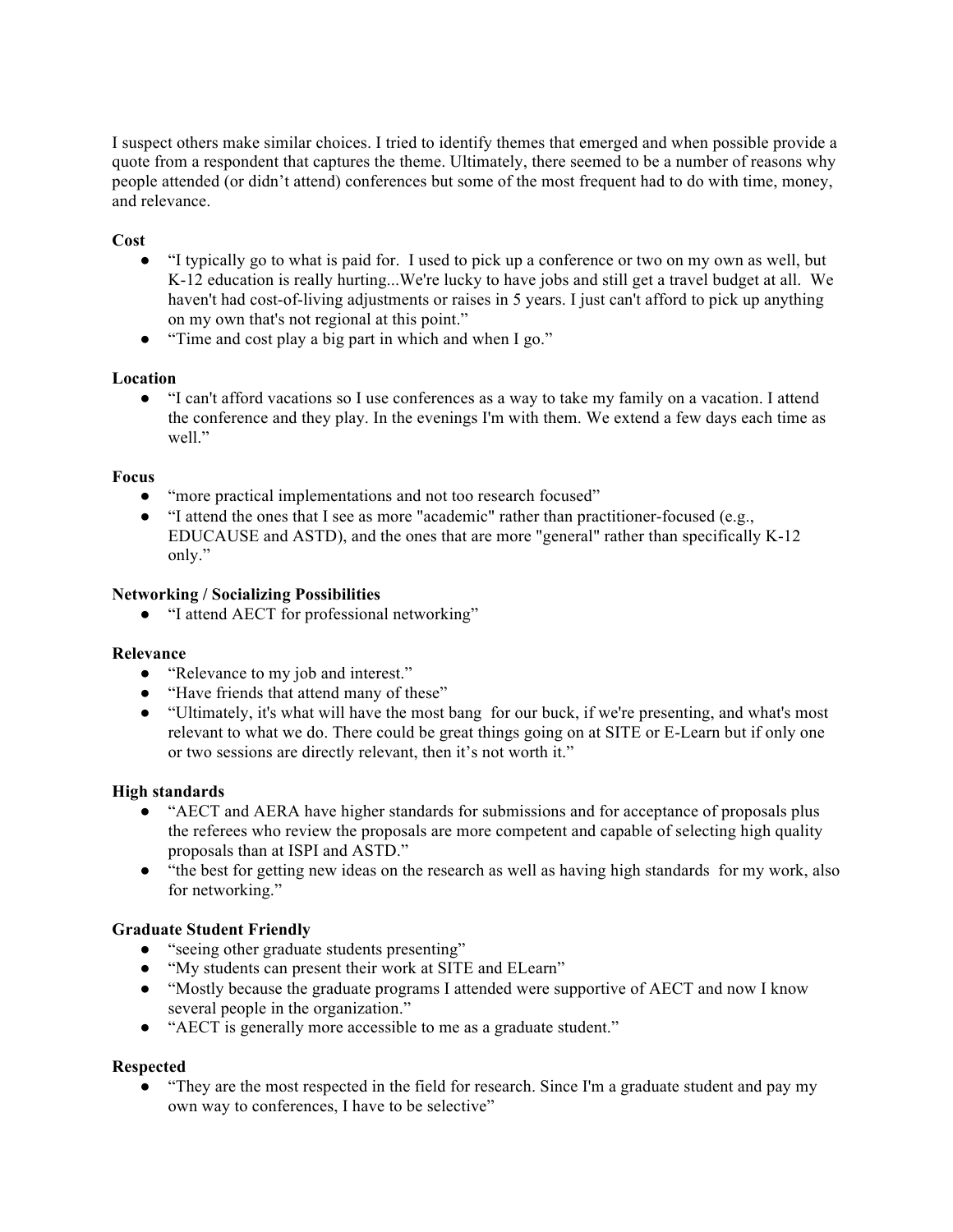I suspect others make similar choices. I tried to identify themes that emerged and when possible provide a quote from a respondent that captures the theme. Ultimately, there seemed to be a number of reasons why people attended (or didn't attend) conferences but some of the most frequent had to do with time, money, and relevance.

**Cost**

- "I typically go to what is paid for. I used to pick up a conference or two on my own as well, but K-12 education is really hurting...We're lucky to have jobs and still get a travel budget at all. We haven't had cost-of-living adjustments or raises in 5 years. I just can't afford to pick up anything on my own that's not regional at this point."
- "Time and cost play a big part in which and when I go."

**Location**

- "I can't afford vacations so I use conferences as a way to take my family on a vacation. I attend the conference and they play. In the evenings I'm with them. We extend a few days each time as well."

**Focus**

- "more practical implementations and not too research focused"
- "I attend the ones that I see as more "academic" rather than practitioner-focused (e.g., EDUCAUSE and ASTD), and the ones that are more "general" rather than specifically K-12 only."

**Networking / Socializing Possibilities**

- "I attend AECT for professional networking"

**Relevance**

- "Relevance to my job and interest."
- "Have friends that attend many of these"
- "Ultimately, it's what will have the most bang for our buck, if we're presenting, and what's most relevant to what we do. There could be great things going on at SITE or E-Learn but if only one or two sessions are directly relevant, then it's not worth it."

**High standards**

- "AECT and AERA have higher standards for submissions and for acceptance of proposals plus the referees who review the proposals are more competent and capable of selecting high quality proposals than at ISPI and ASTD."
- "the best for getting new ideas on the research as well as having high standards for my work, also for networking."

**Graduate Student Friendly**

- "seeing other graduate students presenting"
- "My students can present their work at SITE and ELearn"
- "Mostly because the graduate programs I attended were supportive of AECT and now I know several people in the organization."
- "AECT is generally more accessible to me as a graduate student."

**Respected**

- "They are the most respected in the field for research. Since I'm a graduate student and pay my own way to conferences, I have to be selective"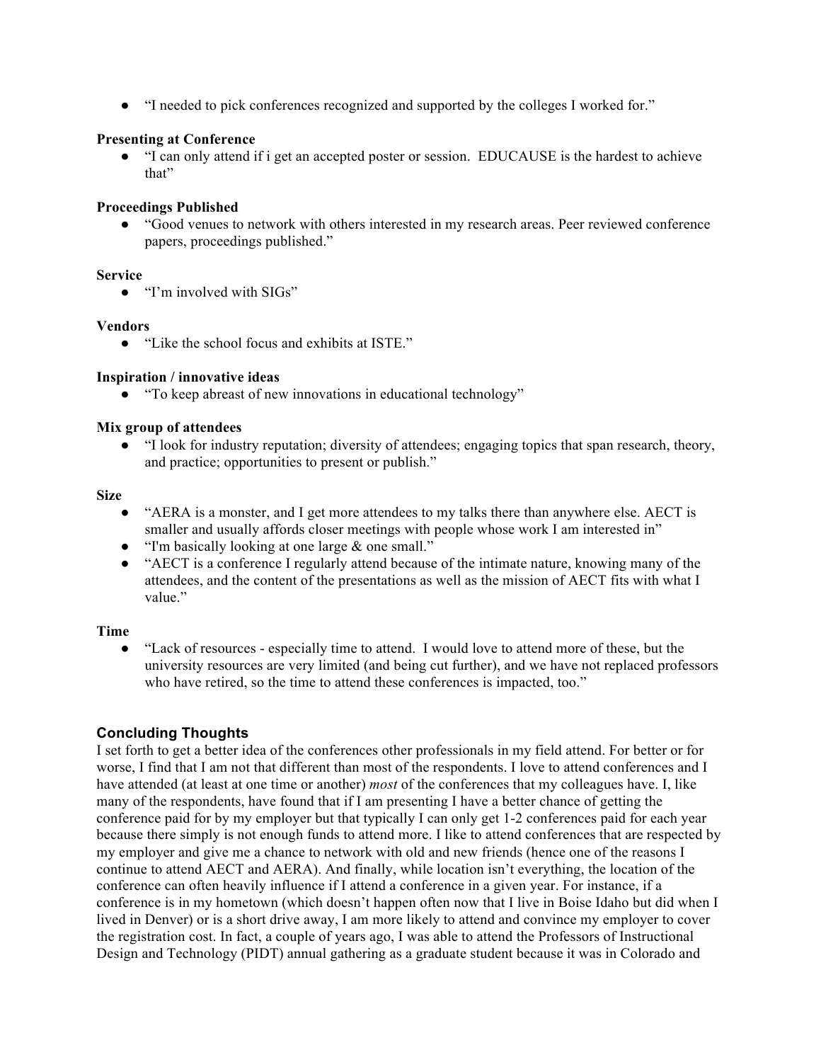- “I needed to pick conferences recognized and supported by the colleges I worked for.”

**Presenting at Conference**

- “I can only attend if i get an accepted poster or session. EDUCAUSE is the hardest to achieve that”

**Proceedings Published**

- “Good venues to network with others interested in my research areas. Peer reviewed conference papers, proceedings published.”

**Service**

- “I’m involved with SIGs”

**Vendors**

- “Like the school focus and exhibits at ISTE.”

**Inspiration / innovative ideas**

- “To keep abreast of new innovations in educational technology”

**Mix group of attendees**

- “I look for industry reputation; diversity of attendees; engaging topics that span research, theory, and practice; opportunities to present or publish.”

**Size**

- “AERA is a monster, and I get more attendees to my talks there than anywhere else. AECT is smaller and usually affords closer meetings with people whose work I am interested in”
- “I'm basically looking at one large & one small.”
- “AECT is a conference I regularly attend because of the intimate nature, knowing many of the attendees, and the content of the presentations as well as the mission of AECT fits with what I value.”

**Time**

- “Lack of resources - especially time to attend. I would love to attend more of these, but the university resources are very limited (and being cut further), and we have not replaced professors who have retired, so the time to attend these conferences is impacted, too.”

## Concluding Thoughts

I set forth to get a better idea of the conferences other professionals in my field attend. For better or for worse, I find that I am not that different than most of the respondents. I love to attend conferences and I have attended (at least at one time or another) *most* of the conferences that my colleagues have. I, like many of the respondents, have found that if I am presenting I have a better chance of getting the conference paid for by my employer but that typically I can only get 1-2 conferences paid for each year because there simply is not enough funds to attend more. I like to attend conferences that are respected by my employer and give me a chance to network with old and new friends (hence one of the reasons I continue to attend AECT and AERA). And finally, while location isn’t everything, the location of the conference can often heavily influence if I attend a conference in a given year. For instance, if a conference is in my hometown (which doesn’t happen often now that I live in Boise Idaho but did when I lived in Denver) or is a short drive away, I am more likely to attend and convince my employer to cover the registration cost. In fact, a couple of years ago, I was able to attend the Professors of Instructional Design and Technology (PIDT) annual gathering as a graduate student because it was in Colorado and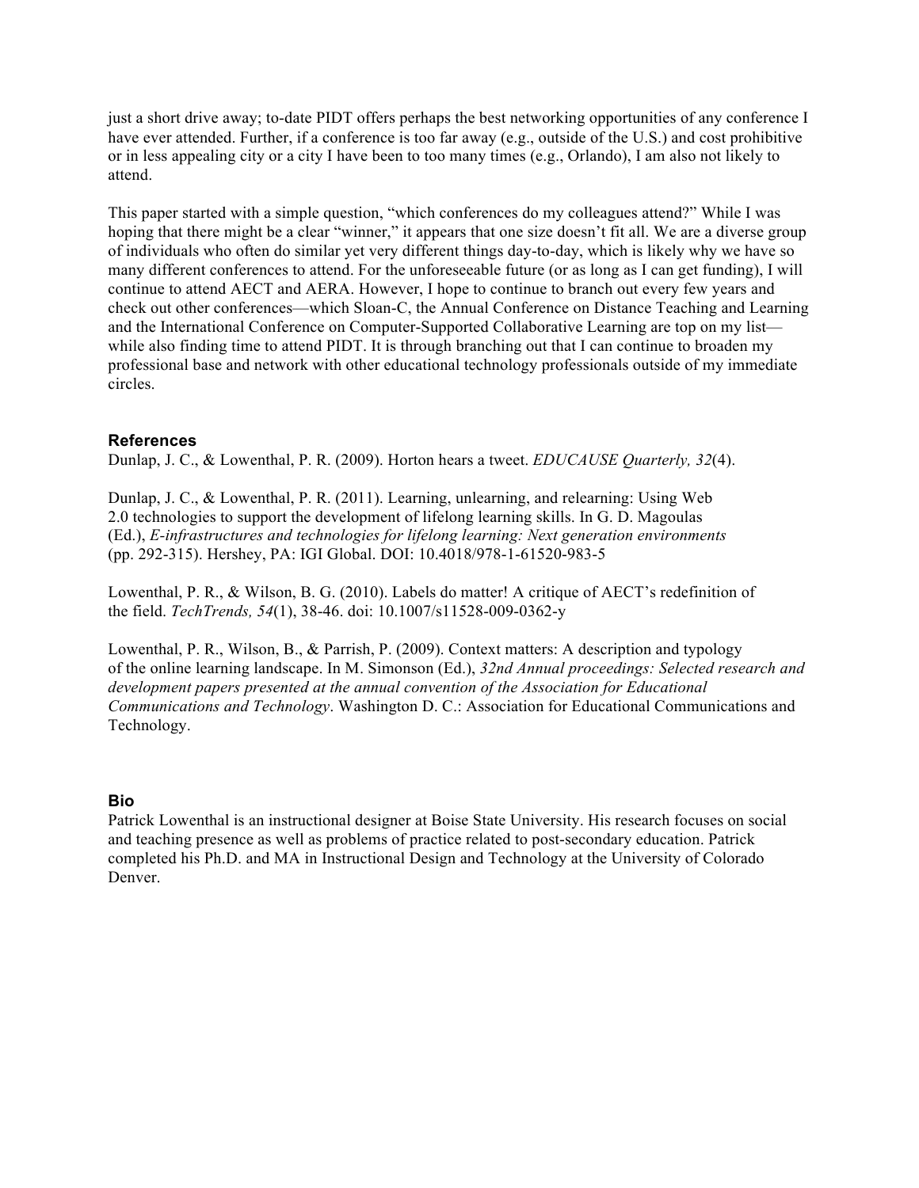just a short drive away; to-date PIDT offers perhaps the best networking opportunities of any conference I have ever attended. Further, if a conference is too far away (e.g., outside of the U.S.) and cost prohibitive or in less appealing city or a city I have been to too many times (e.g., Orlando), I am also not likely to attend.

This paper started with a simple question, "which conferences do my colleagues attend?" While I was hoping that there might be a clear "winner," it appears that one size doesn't fit all. We are a diverse group of individuals who often do similar yet very different things day-to-day, which is likely why we have so many different conferences to attend. For the unforeseeable future (or as long as I can get funding), I will continue to attend AECT and AERA. However, I hope to continue to branch out every few years and check out other conferences—which Sloan-C, the Annual Conference on Distance Teaching and Learning and the International Conference on Computer-Supported Collaborative Learning are top on my list—while also finding time to attend PIDT. It is through branching out that I can continue to broaden my professional base and network with other educational technology professionals outside of my immediate circles.

## References

Dunlap, J. C., & Lowenthal, P. R. (2009). Horton hears a tweet. *EDUCAUSE Quarterly, 32*(4).

Dunlap, J. C., & Lowenthal, P. R. (2011). Learning, unlearning, and relearning: Using Web 2.0 technologies to support the development of lifelong learning skills. In G. D. Magoulas (Ed.), *E-infrastructures and technologies for lifelong learning: Next generation environments* (pp. 292-315). Hershey, PA: IGI Global. DOI: 10.4018/978-1-61520-983-5

Lowenthal, P. R., & Wilson, B. G. (2010). Labels do matter! A critique of AECT's redefinition of the field. *TechTrends, 54*(1), 38-46. doi: 10.1007/s11528-009-0362-y

Lowenthal, P. R., Wilson, B., & Parrish, P. (2009). Context matters: A description and typology of the online learning landscape. In M. Simonson (Ed.), *32nd Annual proceedings: Selected research and development papers presented at the annual convention of the Association for Educational Communications and Technology*. Washington D. C.: Association for Educational Communications and Technology.

## Bio

Patrick Lowenthal is an instructional designer at Boise State University. His research focuses on social and teaching presence as well as problems of practice related to post-secondary education. Patrick completed his Ph.D. and MA in Instructional Design and Technology at the University of Colorado Denver.